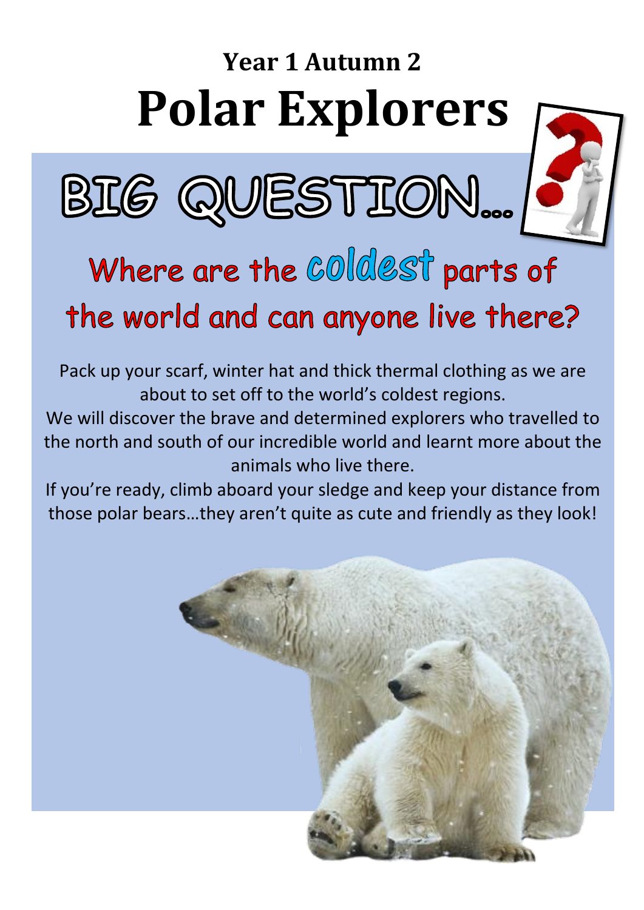## Year 1 Autumn 2

# Polar Explorers

## BIG QUESTION…

### Where are the coldest parts of the world and can anyone live there?

Pack up your scarf, winter hat and thick thermal clothing as we are about to set off to the world's coldest regions.
We will discover the brave and determined explorers who travelled to the north and south of our incredible world and learnt more about the animals who live there.
If you're ready, climb aboard your sledge and keep your distance from those polar bears…they aren't quite as cute and friendly as they look!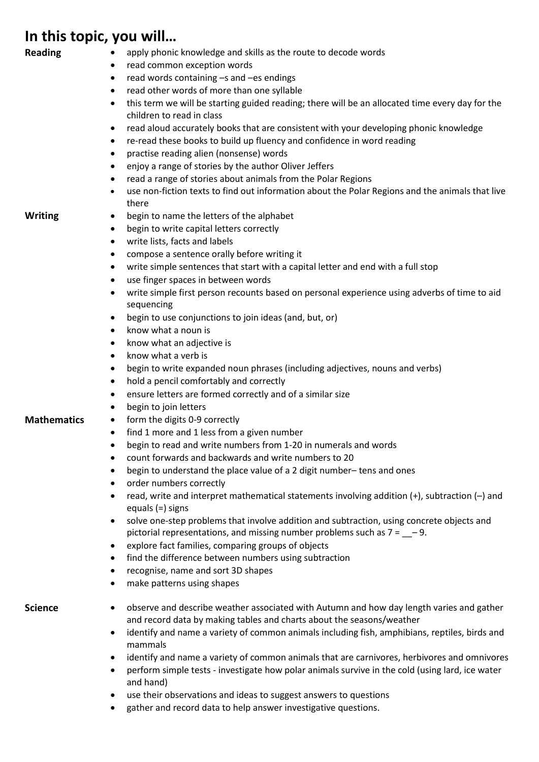# In this topic, you will…

**Reading**

- apply phonic knowledge and skills as the route to decode words
- read common exception words
- read words containing –s and –es endings
- read other words of more than one syllable
- this term we will be starting guided reading; there will be an allocated time every day for the children to read in class
- read aloud accurately books that are consistent with your developing phonic knowledge
- re-read these books to build up fluency and confidence in word reading
- practise reading alien (nonsense) words
- enjoy a range of stories by the author Oliver Jeffers
- read a range of stories about animals from the Polar Regions
- use non-fiction texts to find out information about the Polar Regions and the animals that live there

**Writing**

- begin to name the letters of the alphabet
- begin to write capital letters correctly
- write lists, facts and labels
- compose a sentence orally before writing it
- write simple sentences that start with a capital letter and end with a full stop
- use finger spaces in between words
- write simple first person recounts based on personal experience using adverbs of time to aid sequencing
- begin to use conjunctions to join ideas (and, but, or)
- know what a noun is
- know what an adjective is
- know what a verb is
- begin to write expanded noun phrases (including adjectives, nouns and verbs)
- hold a pencil comfortably and correctly
- ensure letters are formed correctly and of a similar size
- begin to join letters

**Mathematics**

- form the digits 0-9 correctly
- find 1 more and 1 less from a given number
- begin to read and write numbers from 1-20 in numerals and words
- count forwards and backwards and write numbers to 20
- begin to understand the place value of a 2 digit number– tens and ones
- order numbers correctly
- read, write and interpret mathematical statements involving addition (+), subtraction (–) and equals (=) signs
- solve one-step problems that involve addition and subtraction, using concrete objects and pictorial representations, and missing number problems such as $7 = \_\_ - 9$.
- explore fact families, comparing groups of objects
- find the difference between numbers using subtraction
- recognise, name and sort 3D shapes
- make patterns using shapes

**Science**

- observe and describe weather associated with Autumn and how day length varies and gather and record data by making tables and charts about the seasons/weather
- identify and name a variety of common animals including fish, amphibians, reptiles, birds and mammals
- identify and name a variety of common animals that are carnivores, herbivores and omnivores
- perform simple tests - investigate how polar animals survive in the cold (using lard, ice water and hand)
- use their observations and ideas to suggest answers to questions
- gather and record data to help answer investigative questions.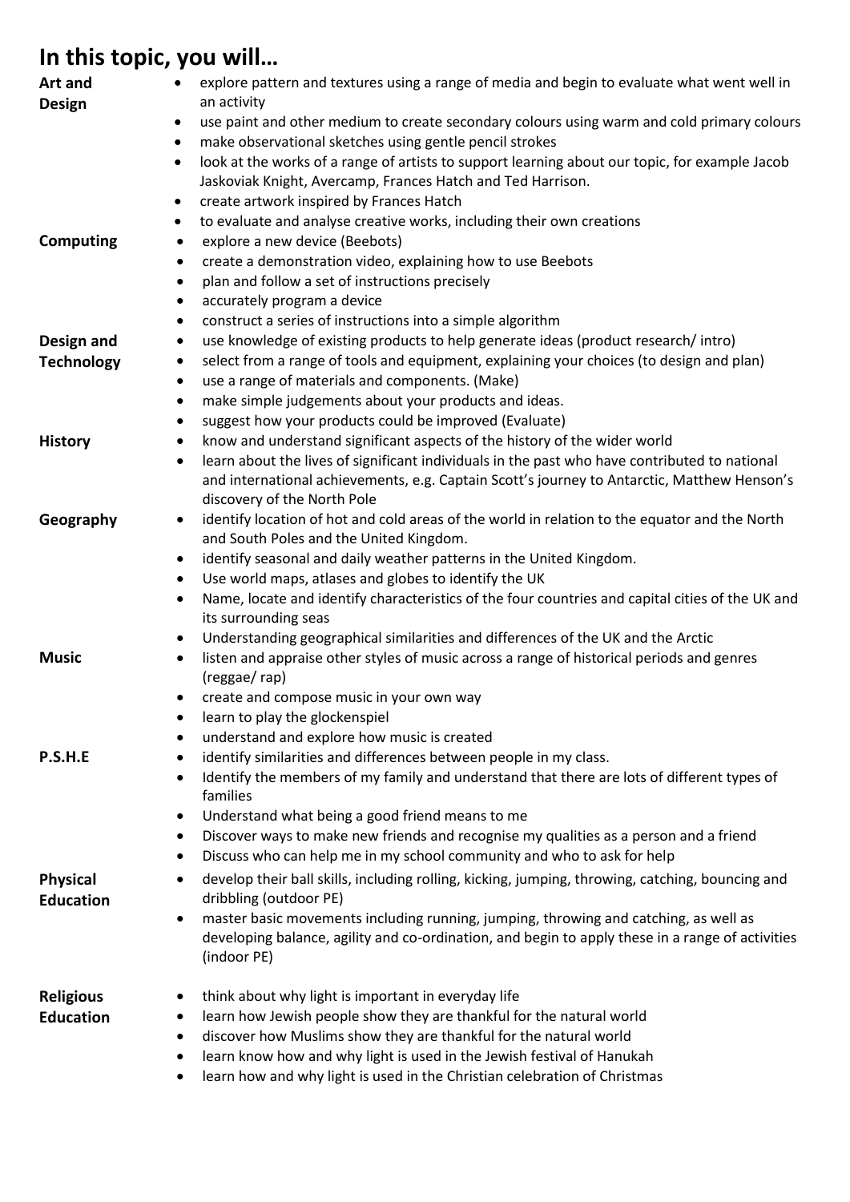# In this topic, you will…

**Art and Design**

- explore pattern and textures using a range of media and begin to evaluate what went well in an activity
- use paint and other medium to create secondary colours using warm and cold primary colours
- make observational sketches using gentle pencil strokes
- look at the works of a range of artists to support learning about our topic, for example Jacob Jaskoviak Knight, Avercamp, Frances Hatch and Ted Harrison.
- create artwork inspired by Frances Hatch
- to evaluate and analyse creative works, including their own creations

**Computing**

- explore a new device (Beebots)
- create a demonstration video, explaining how to use Beebots
- plan and follow a set of instructions precisely
- accurately program a device
- construct a series of instructions into a simple algorithm

**Design and Technology**

- use knowledge of existing products to help generate ideas (product research/ intro)
- select from a range of tools and equipment, explaining your choices (to design and plan)
- use a range of materials and components. (Make)
- make simple judgements about your products and ideas.
- suggest how your products could be improved (Evaluate)

**History**

- know and understand significant aspects of the history of the wider world
- learn about the lives of significant individuals in the past who have contributed to national and international achievements, e.g. Captain Scott's journey to Antarctic, Matthew Henson's discovery of the North Pole

**Geography**

- identify location of hot and cold areas of the world in relation to the equator and the North and South Poles and the United Kingdom.
- identify seasonal and daily weather patterns in the United Kingdom.
- Use world maps, atlases and globes to identify the UK
- Name, locate and identify characteristics of the four countries and capital cities of the UK and its surrounding seas
- Understanding geographical similarities and differences of the UK and the Arctic

**Music**

- listen and appraise other styles of music across a range of historical periods and genres (reggae/ rap)
- create and compose music in your own way
- learn to play the glockenspiel
- understand and explore how music is created

**P.S.H.E**

- identify similarities and differences between people in my class.
- Identify the members of my family and understand that there are lots of different types of families
- Understand what being a good friend means to me
- Discover ways to make new friends and recognise my qualities as a person and a friend
- Discuss who can help me in my school community and who to ask for help

**Physical Education**

- develop their ball skills, including rolling, kicking, jumping, throwing, catching, bouncing and dribbling (outdoor PE)
- master basic movements including running, jumping, throwing and catching, as well as developing balance, agility and co-ordination, and begin to apply these in a range of activities (indoor PE)

**Religious Education**

- think about why light is important in everyday life
- learn how Jewish people show they are thankful for the natural world
- discover how Muslims show they are thankful for the natural world
- learn know how and why light is used in the Jewish festival of Hanukah
- learn how and why light is used in the Christian celebration of Christmas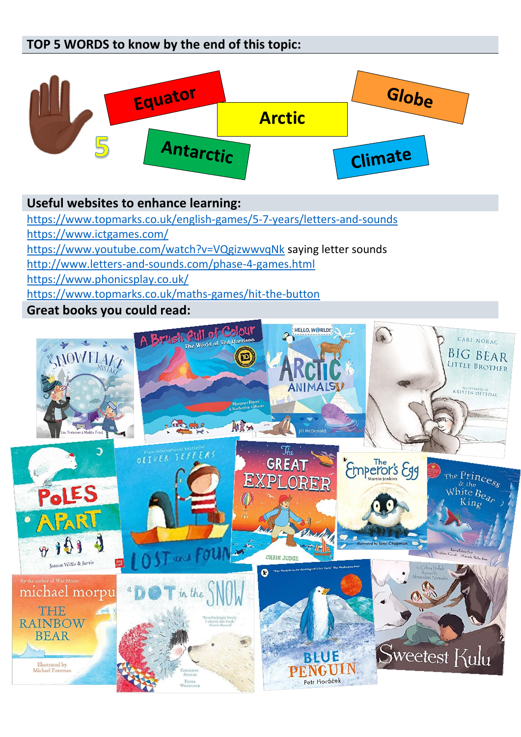## TOP 5 WORDS to know by the end of this topic:

5

- Equator
- Arctic
- Globe
- Antarctic
- Climate

## Useful websites to enhance learning:

https://www.topmarks.co.uk/english-games/5-7-years/letters-and-sounds
https://www.ictgames.com/
https://www.youtube.com/watch?v=VQgizwwvqNk saying letter sounds
http://www.letters-and-sounds.com/phase-4-games.html
https://www.phonicsplay.co.uk/
https://www.topmarks.co.uk/maths-games/hit-the-button

## Great books you could read: